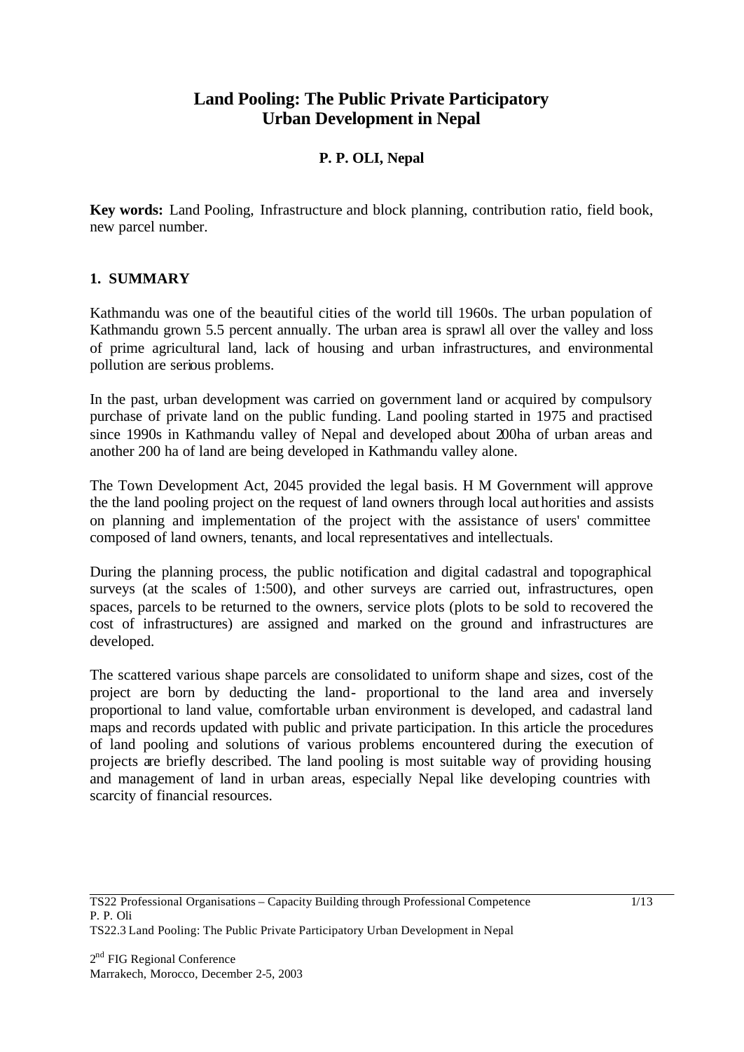# Land Pooling: The Public Private Participatory Urban Development in Nepal

**P. P. OLI, Nepal**

**Key words:** Land Pooling, Infrastructure and block planning, contribution ratio, field book, new parcel number.

## 1. SUMMARY

Kathmandu was one of the beautiful cities of the world till 1960s. The urban population of Kathmandu grown 5.5 percent annually. The urban area is sprawl all over the valley and loss of prime agricultural land, lack of housing and urban infrastructures, and environmental pollution are serious problems.

In the past, urban development was carried on government land or acquired by compulsory purchase of private land on the public funding. Land pooling started in 1975 and practised since 1990s in Kathmandu valley of Nepal and developed about 200ha of urban areas and another 200 ha of land are being developed in Kathmandu valley alone.

The Town Development Act, 2045 provided the legal basis. H M Government will approve the the land pooling project on the request of land owners through local authorities and assists on planning and implementation of the project with the assistance of users' committee composed of land owners, tenants, and local representatives and intellectuals.

During the planning process, the public notification and digital cadastral and topographical surveys (at the scales of 1:500), and other surveys are carried out, infrastructures, open spaces, parcels to be returned to the owners, service plots (plots to be sold to recovered the cost of infrastructures) are assigned and marked on the ground and infrastructures are developed.

The scattered various shape parcels are consolidated to uniform shape and sizes, cost of the project are born by deducting the land- proportional to the land area and inversely proportional to land value, comfortable urban environment is developed, and cadastral land maps and records updated with public and private participation. In this article the procedures of land pooling and solutions of various problems encountered during the execution of projects are briefly described. The land pooling is most suitable way of providing housing and management of land in urban areas, especially Nepal like developing countries with scarcity of financial resources.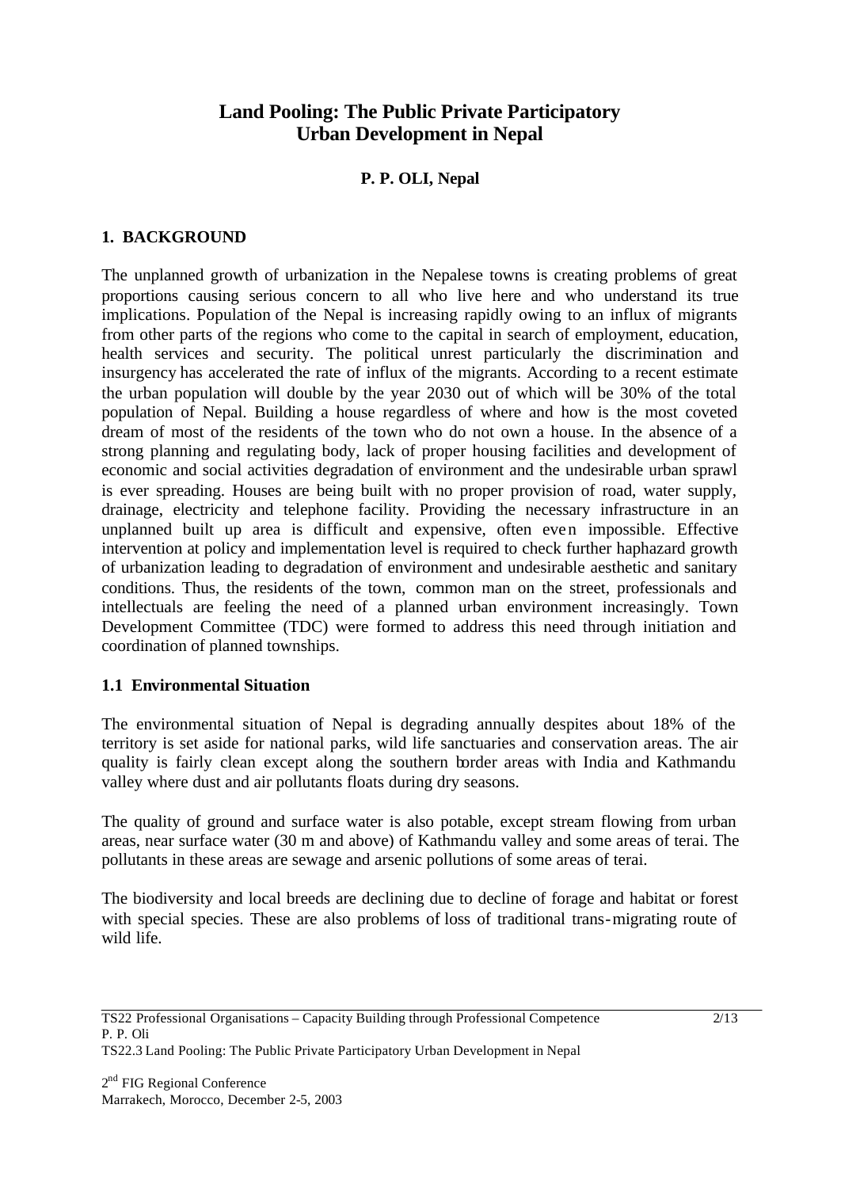# Land Pooling: The Public Private Participatory Urban Development in Nepal

**P. P. OLI, Nepal**

## 1. BACKGROUND

The unplanned growth of urbanization in the Nepalese towns is creating problems of great proportions causing serious concern to all who live here and who understand its true implications. Population of the Nepal is increasing rapidly owing to an influx of migrants from other parts of the regions who come to the capital in search of employment, education, health services and security. The political unrest particularly the discrimination and insurgency has accelerated the rate of influx of the migrants. According to a recent estimate the urban population will double by the year 2030 out of which will be 30% of the total population of Nepal. Building a house regardless of where and how is the most coveted dream of most of the residents of the town who do not own a house. In the absence of a strong planning and regulating body, lack of proper housing facilities and development of economic and social activities degradation of environment and the undesirable urban sprawl is ever spreading. Houses are being built with no proper provision of road, water supply, drainage, electricity and telephone facility. Providing the necessary infrastructure in an unplanned built up area is difficult and expensive, often even impossible. Effective intervention at policy and implementation level is required to check further haphazard growth of urbanization leading to degradation of environment and undesirable aesthetic and sanitary conditions. Thus, the residents of the town, common man on the street, professionals and intellectuals are feeling the need of a planned urban environment increasingly. Town Development Committee (TDC) were formed to address this need through initiation and coordination of planned townships.

### 1.1 Environmental Situation

The environmental situation of Nepal is degrading annually despites about 18% of the territory is set aside for national parks, wild life sanctuaries and conservation areas. The air quality is fairly clean except along the southern border areas with India and Kathmandu valley where dust and air pollutants floats during dry seasons.

The quality of ground and surface water is also potable, except stream flowing from urban areas, near surface water (30 m and above) of Kathmandu valley and some areas of terai. The pollutants in these areas are sewage and arsenic pollutions of some areas of terai.

The biodiversity and local breeds are declining due to decline of forage and habitat or forest with special species. These are also problems of loss of traditional trans-migrating route of wild life.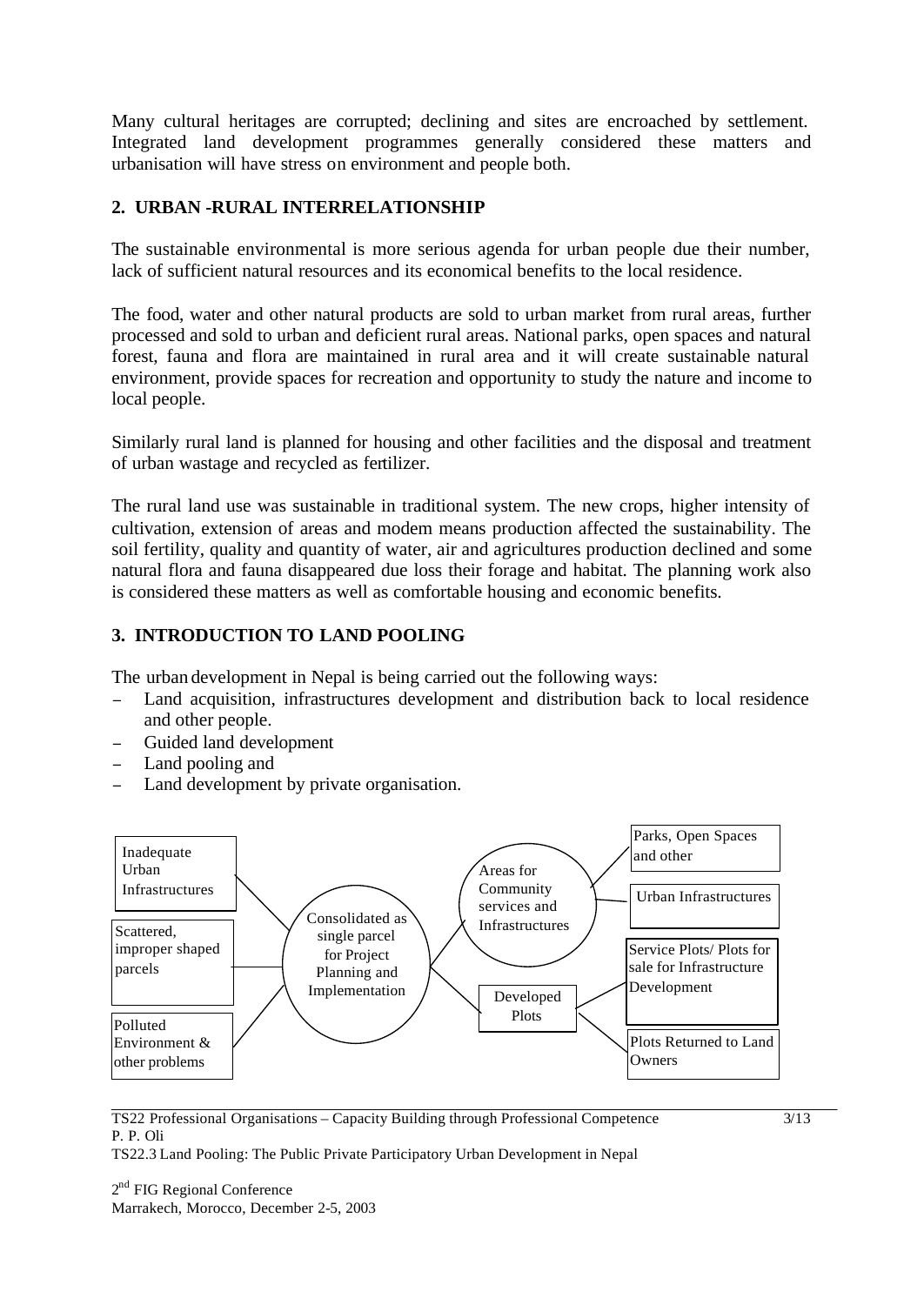Many cultural heritages are corrupted; declining and sites are encroached by settlement. Integrated land development programmes generally considered these matters and urbanisation will have stress on environment and people both.

## 2. URBAN -RURAL INTERRELATIONSHIP

The sustainable environmental is more serious agenda for urban people due their number, lack of sufficient natural resources and its economical benefits to the local residence.

The food, water and other natural products are sold to urban market from rural areas, further processed and sold to urban and deficient rural areas. National parks, open spaces and natural forest, fauna and flora are maintained in rural area and it will create sustainable natural environment, provide spaces for recreation and opportunity to study the nature and income to local people.

Similarly rural land is planned for housing and other facilities and the disposal and treatment of urban wastage and recycled as fertilizer.

The rural land use was sustainable in traditional system. The new crops, higher intensity of cultivation, extension of areas and modem means production affected the sustainability. The soil fertility, quality and quantity of water, air and agricultures production declined and some natural flora and fauna disappeared due loss their forage and habitat. The planning work also is considered these matters as well as comfortable housing and economic benefits.

## 3. INTRODUCTION TO LAND POOLING

The urban development in Nepal is being carried out the following ways:

- Land acquisition, infrastructures development and distribution back to local residence and other people.
- Guided land development
- Land pooling and
- Land development by private organisation.

Inadequate Urban Infrastructures

Scattered, improper shaped parcels

Polluted Environment & other problems

Consolidated as single parcel for Project Planning and Implementation

Areas for Community services and Infrastructures

Developed Plots

Parks, Open Spaces and other

Urban Infrastructures

Service Plots/ Plots for sale for Infrastructure Development

Plots Returned to Land Owners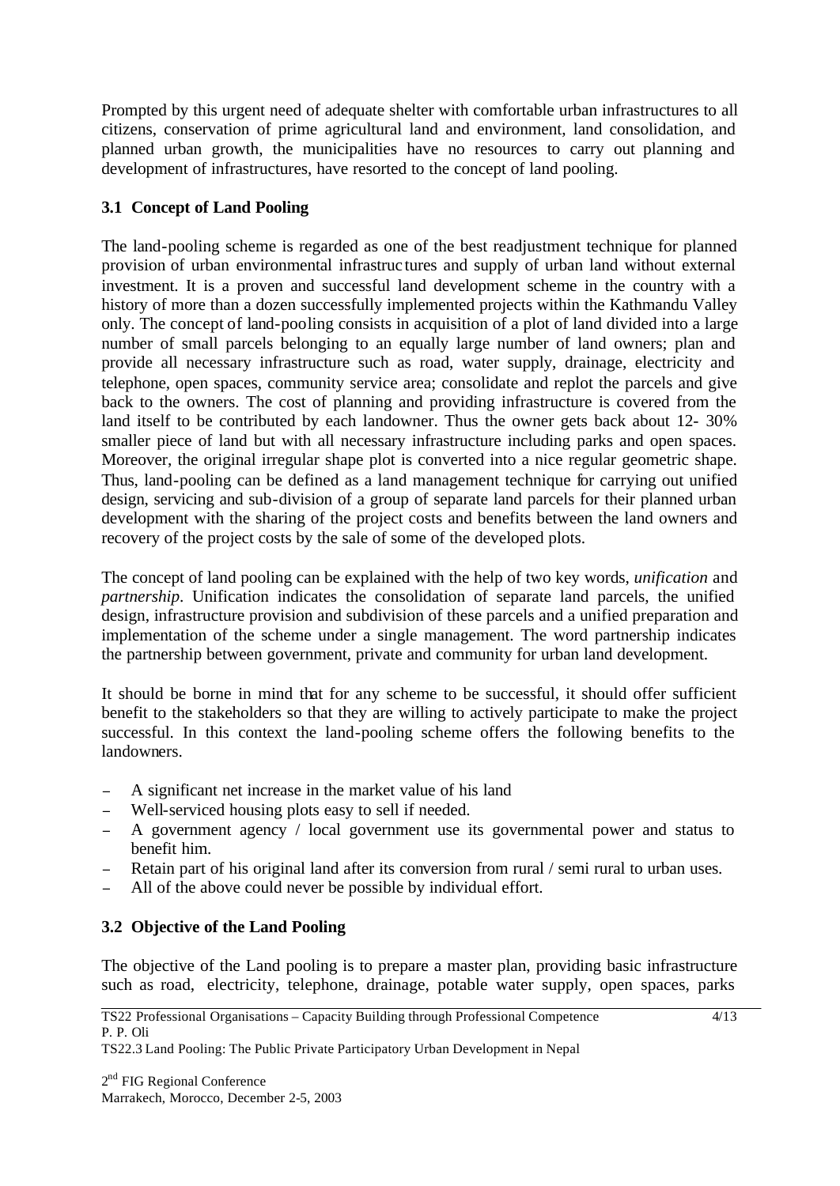Prompted by this urgent need of adequate shelter with comfortable urban infrastructures to all citizens, conservation of prime agricultural land and environment, land consolidation, and planned urban growth, the municipalities have no resources to carry out planning and development of infrastructures, have resorted to the concept of land pooling.

### 3.1 Concept of Land Pooling

The land-pooling scheme is regarded as one of the best readjustment technique for planned provision of urban environmental infrastructures and supply of urban land without external investment. It is a proven and successful land development scheme in the country with a history of more than a dozen successfully implemented projects within the Kathmandu Valley only. The concept of land-pooling consists in acquisition of a plot of land divided into a large number of small parcels belonging to an equally large number of land owners; plan and provide all necessary infrastructure such as road, water supply, drainage, electricity and telephone, open spaces, community service area; consolidate and replot the parcels and give back to the owners. The cost of planning and providing infrastructure is covered from the land itself to be contributed by each landowner. Thus the owner gets back about 12- 30% smaller piece of land but with all necessary infrastructure including parks and open spaces. Moreover, the original irregular shape plot is converted into a nice regular geometric shape. Thus, land-pooling can be defined as a land management technique for carrying out unified design, servicing and sub-division of a group of separate land parcels for their planned urban development with the sharing of the project costs and benefits between the land owners and recovery of the project costs by the sale of some of the developed plots.

The concept of land pooling can be explained with the help of two key words, *unification* and *partnership*. Unification indicates the consolidation of separate land parcels, the unified design, infrastructure provision and subdivision of these parcels and a unified preparation and implementation of the scheme under a single management. The word partnership indicates the partnership between government, private and community for urban land development.

It should be borne in mind that for any scheme to be successful, it should offer sufficient benefit to the stakeholders so that they are willing to actively participate to make the project successful. In this context the land-pooling scheme offers the following benefits to the landowners.

- A significant net increase in the market value of his land
- Well-serviced housing plots easy to sell if needed.
- A government agency / local government use its governmental power and status to benefit him.
- Retain part of his original land after its conversion from rural / semi rural to urban uses.
- All of the above could never be possible by individual effort.

### 3.2 Objective of the Land Pooling

The objective of the Land pooling is to prepare a master plan, providing basic infrastructure such as road, electricity, telephone, drainage, potable water supply, open spaces, parks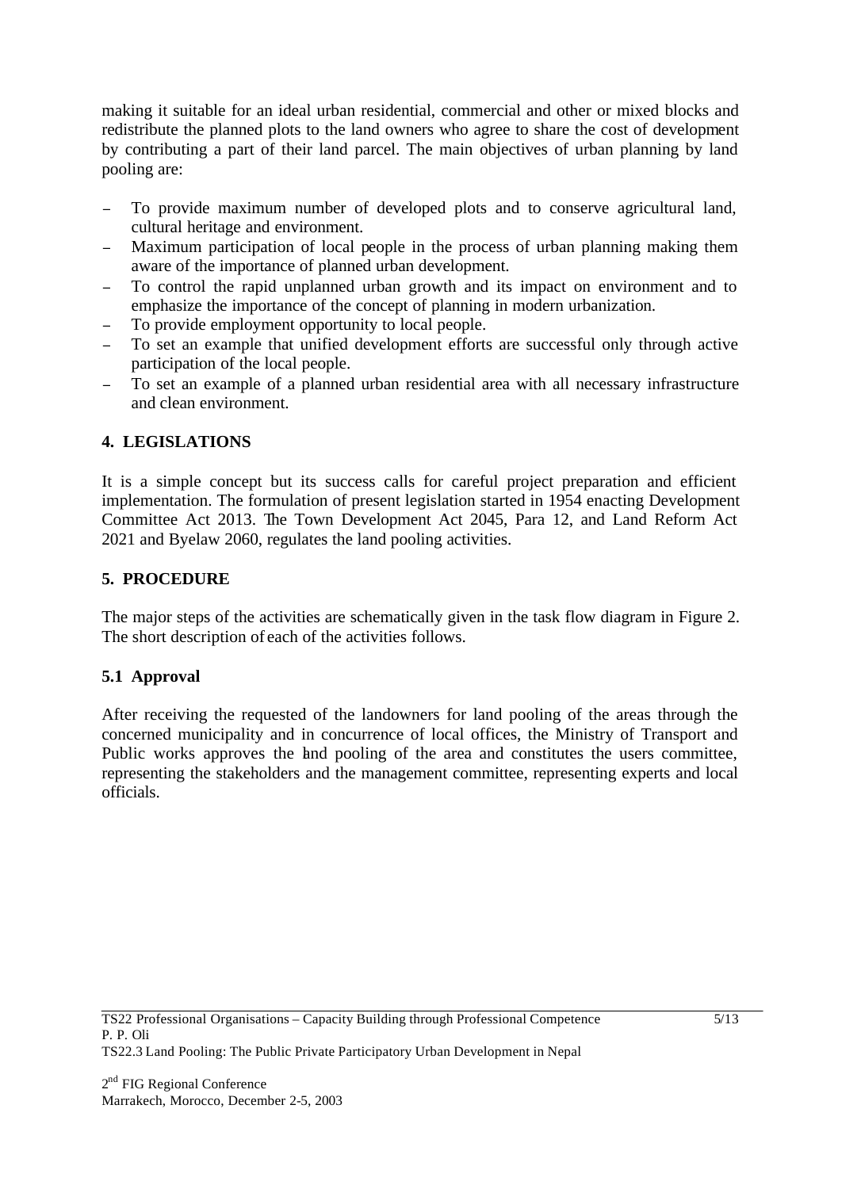making it suitable for an ideal urban residential, commercial and other or mixed blocks and redistribute the planned plots to the land owners who agree to share the cost of development by contributing a part of their land parcel. The main objectives of urban planning by land pooling are:

- To provide maximum number of developed plots and to conserve agricultural land, cultural heritage and environment.
- Maximum participation of local people in the process of urban planning making them aware of the importance of planned urban development.
- To control the rapid unplanned urban growth and its impact on environment and to emphasize the importance of the concept of planning in modern urbanization.
- To provide employment opportunity to local people.
- To set an example that unified development efforts are successful only through active participation of the local people.
- To set an example of a planned urban residential area with all necessary infrastructure and clean environment.

## 4. LEGISLATIONS

It is a simple concept but its success calls for careful project preparation and efficient implementation. The formulation of present legislation started in 1954 enacting Development Committee Act 2013. The Town Development Act 2045, Para 12, and Land Reform Act 2021 and Byelaw 2060, regulates the land pooling activities.

## 5. PROCEDURE

The major steps of the activities are schematically given in the task flow diagram in Figure 2. The short description of each of the activities follows.

### 5.1 Approval

After receiving the requested of the landowners for land pooling of the areas through the concerned municipality and in concurrence of local offices, the Ministry of Transport and Public works approves the land pooling of the area and constitutes the users committee, representing the stakeholders and the management committee, representing experts and local officials.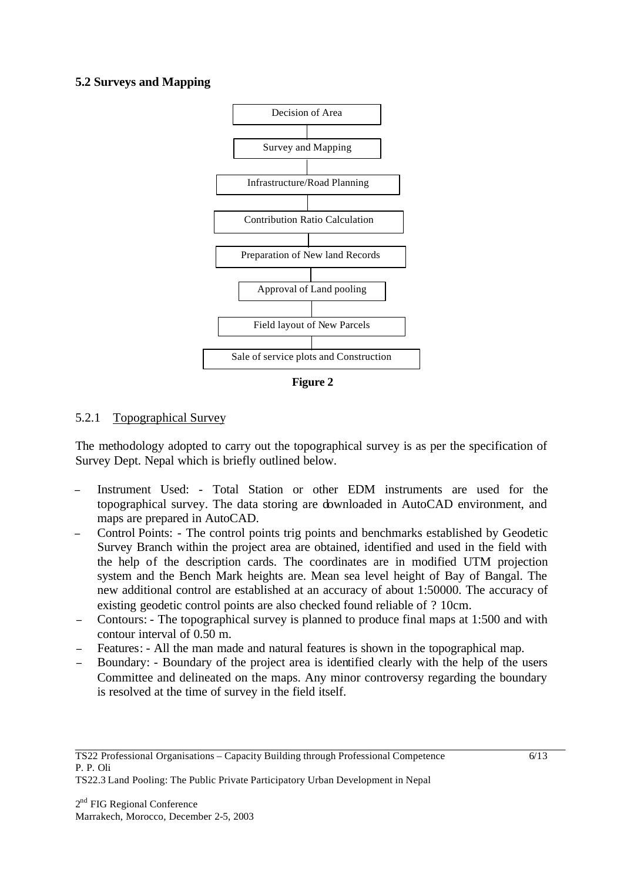## 5.2 Surveys and Mapping

Decision of Area

Survey and Mapping

Infrastructure/Road Planning

Contribution Ratio Calculation

Preparation of New land Records

Approval of Land pooling

Field layout of New Parcels

Sale of service plots and Construction

**Figure 2**

### 5.2.1 Topographical Survey

The methodology adopted to carry out the topographical survey is as per the specification of Survey Dept. Nepal which is briefly outlined below.

- Instrument Used: - Total Station or other EDM instruments are used for the topographical survey. The data storing are downloaded in AutoCAD environment, and maps are prepared in AutoCAD.
- Control Points: - The control points trig points and benchmarks established by Geodetic Survey Branch within the project area are obtained, identified and used in the field with the help of the description cards. The coordinates are in modified UTM projection system and the Bench Mark heights are. Mean sea level height of Bay of Bangal. The new additional control are established at an accuracy of about 1:50000. The accuracy of existing geodetic control points are also checked found reliable of ? 10cm.
- Contours: - The topographical survey is planned to produce final maps at 1:500 and with contour interval of 0.50 m.
- Features: - All the man made and natural features is shown in the topographical map.
- Boundary: - Boundary of the project area is identified clearly with the help of the users Committee and delineated on the maps. Any minor controversy regarding the boundary is resolved at the time of survey in the field itself.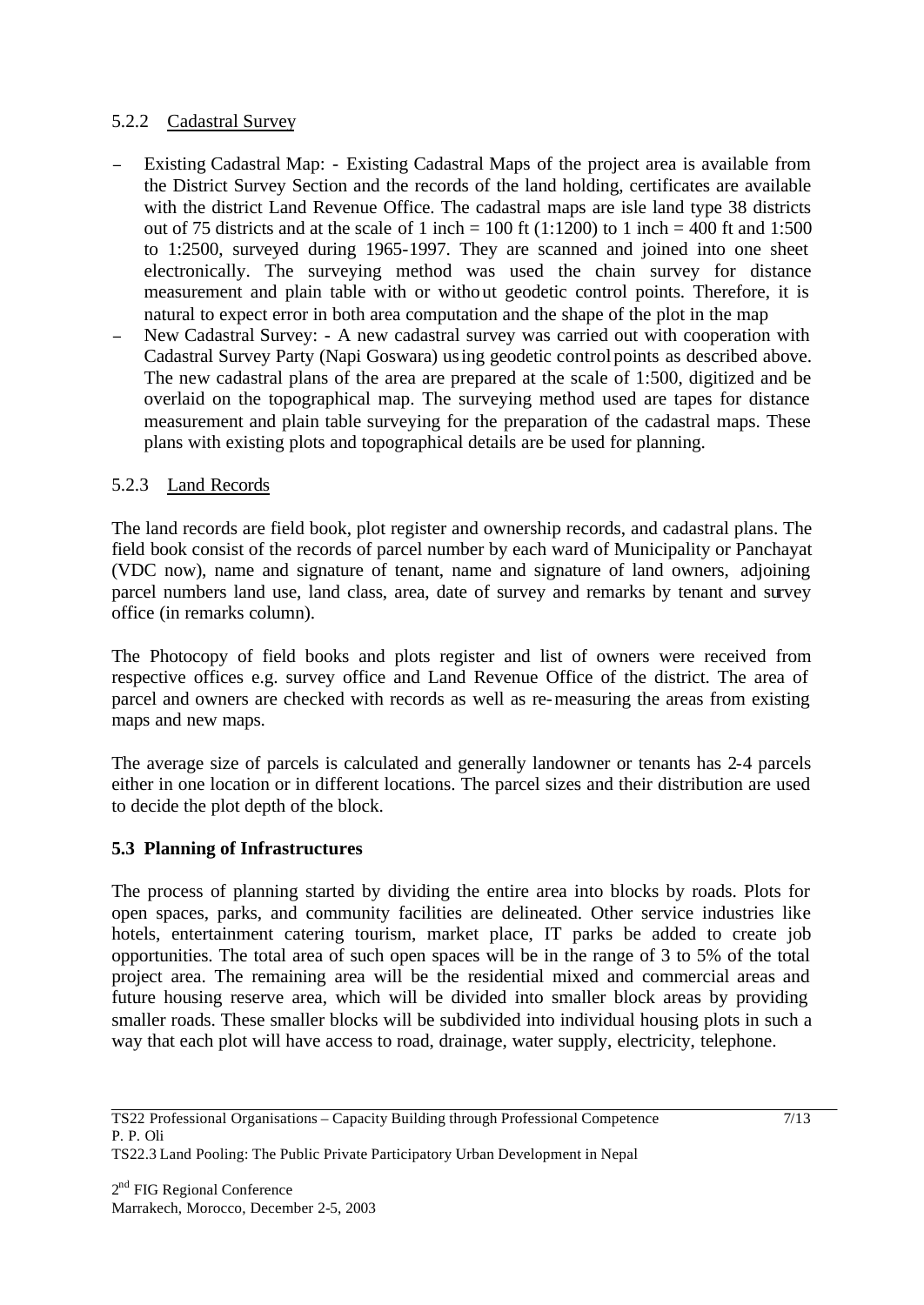### 5.2.2 Cadastral Survey

- Existing Cadastral Map: - Existing Cadastral Maps of the project area is available from the District Survey Section and the records of the land holding, certificates are available with the district Land Revenue Office. The cadastral maps are isle land type 38 districts out of 75 districts and at the scale of 1 inch = 100 ft (1:1200) to 1 inch = 400 ft and 1:500 to 1:2500, surveyed during 1965-1997. They are scanned and joined into one sheet electronically. The surveying method was used the chain survey for distance measurement and plain table with or without geodetic control points. Therefore, it is natural to expect error in both area computation and the shape of the plot in the map
- New Cadastral Survey: - A new cadastral survey was carried out with cooperation with Cadastral Survey Party (Napi Goswara) using geodetic control points as described above. The new cadastral plans of the area are prepared at the scale of 1:500, digitized and be overlaid on the topographical map. The surveying method used are tapes for distance measurement and plain table surveying for the preparation of the cadastral maps. These plans with existing plots and topographical details are be used for planning.

### 5.2.3 Land Records

The land records are field book, plot register and ownership records, and cadastral plans. The field book consist of the records of parcel number by each ward of Municipality or Panchayat (VDC now), name and signature of tenant, name and signature of land owners, adjoining parcel numbers land use, land class, area, date of survey and remarks by tenant and survey office (in remarks column).

The Photocopy of field books and plots register and list of owners were received from respective offices e.g. survey office and Land Revenue Office of the district. The area of parcel and owners are checked with records as well as re-measuring the areas from existing maps and new maps.

The average size of parcels is calculated and generally landowner or tenants has 2-4 parcels either in one location or in different locations. The parcel sizes and their distribution are used to decide the plot depth of the block.

## 5.3 Planning of Infrastructures

The process of planning started by dividing the entire area into blocks by roads. Plots for open spaces, parks, and community facilities are delineated. Other service industries like hotels, entertainment catering tourism, market place, IT parks be added to create job opportunities. The total area of such open spaces will be in the range of 3 to 5% of the total project area. The remaining area will be the residential mixed and commercial areas and future housing reserve area, which will be divided into smaller block areas by providing smaller roads. These smaller blocks will be subdivided into individual housing plots in such a way that each plot will have access to road, drainage, water supply, electricity, telephone.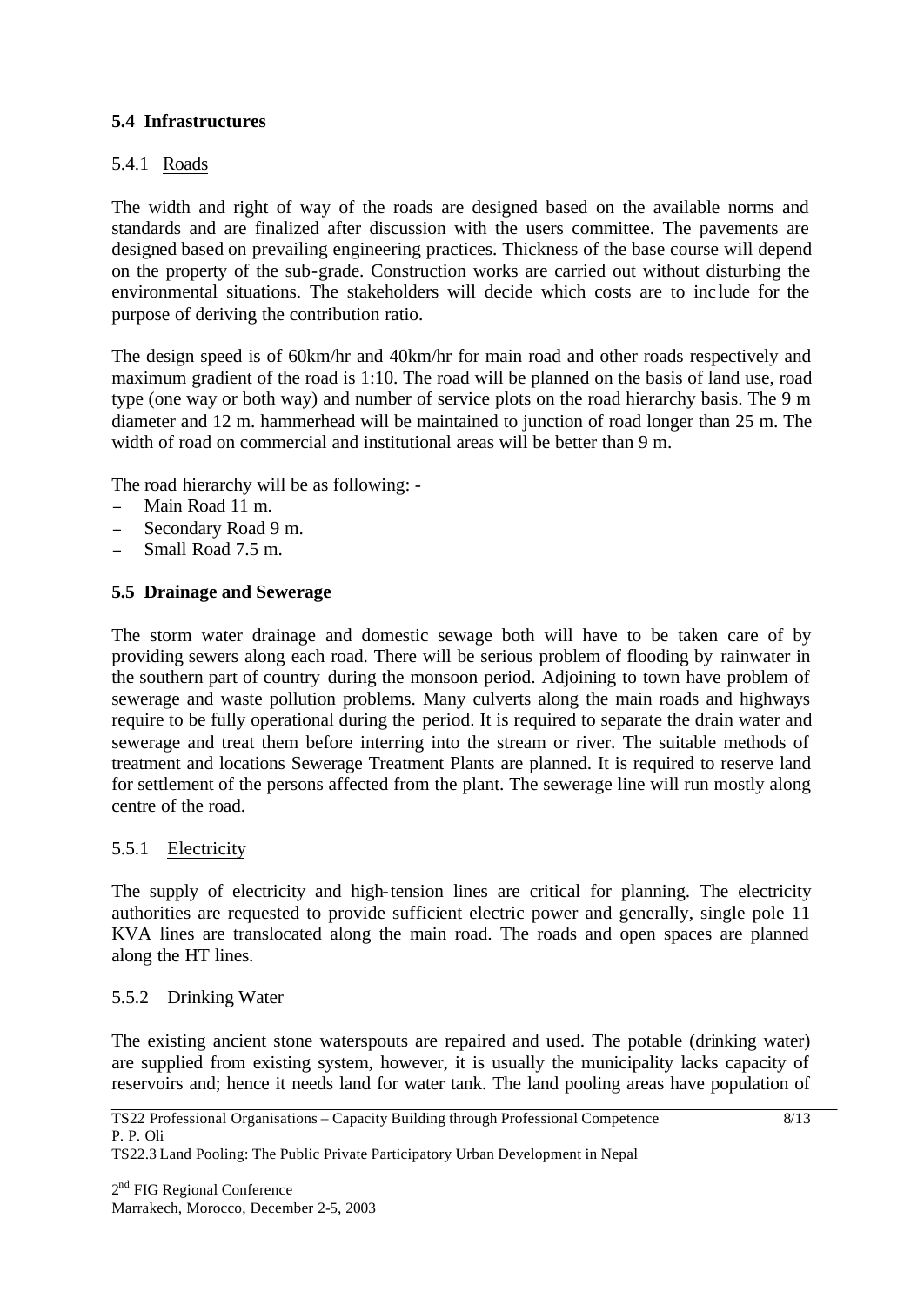## 5.4 Infrastructures

### 5.4.1 Roads

The width and right of way of the roads are designed based on the available norms and standards and are finalized after discussion with the users committee. The pavements are designed based on prevailing engineering practices. Thickness of the base course will depend on the property of the sub-grade. Construction works are carried out without disturbing the environmental situations. The stakeholders will decide which costs are to include for the purpose of deriving the contribution ratio.

The design speed is of 60km/hr and 40km/hr for main road and other roads respectively and maximum gradient of the road is 1:10. The road will be planned on the basis of land use, road type (one way or both way) and number of service plots on the road hierarchy basis. The 9 m diameter and 12 m. hammerhead will be maintained to junction of road longer than 25 m. The width of road on commercial and institutional areas will be better than 9 m.

The road hierarchy will be as following: -

- Main Road 11 m.
- Secondary Road 9 m.
- Small Road 7.5 m.

## 5.5 Drainage and Sewerage

The storm water drainage and domestic sewage both will have to be taken care of by providing sewers along each road. There will be serious problem of flooding by rainwater in the southern part of country during the monsoon period. Adjoining to town have problem of sewerage and waste pollution problems. Many culverts along the main roads and highways require to be fully operational during the period. It is required to separate the drain water and sewerage and treat them before interring into the stream or river. The suitable methods of treatment and locations Sewerage Treatment Plants are planned. It is required to reserve land for settlement of the persons affected from the plant. The sewerage line will run mostly along centre of the road.

### 5.5.1 Electricity

The supply of electricity and high-tension lines are critical for planning. The electricity authorities are requested to provide sufficient electric power and generally, single pole 11 KVA lines are translocated along the main road. The roads and open spaces are planned along the HT lines.

### 5.5.2 Drinking Water

The existing ancient stone waterspouts are repaired and used. The potable (drinking water) are supplied from existing system, however, it is usually the municipality lacks capacity of reservoirs and; hence it needs land for water tank. The land pooling areas have population of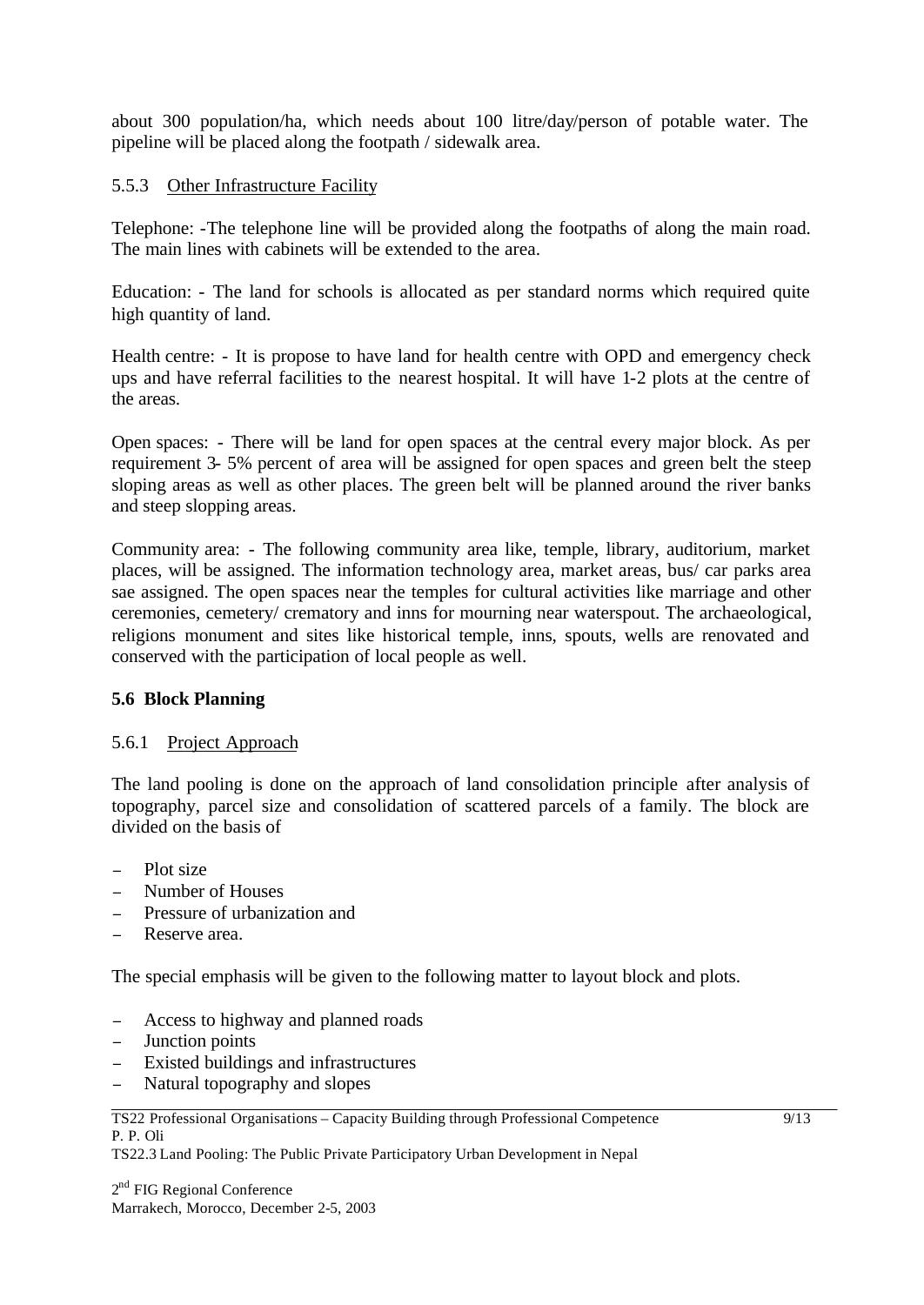about 300 population/ha, which needs about 100 litre/day/person of potable water. The pipeline will be placed along the footpath / sidewalk area.

### 5.5.3 Other Infrastructure Facility

Telephone: -The telephone line will be provided along the footpaths of along the main road. The main lines with cabinets will be extended to the area.

Education: - The land for schools is allocated as per standard norms which required quite high quantity of land.

Health centre: - It is propose to have land for health centre with OPD and emergency check ups and have referral facilities to the nearest hospital. It will have 1-2 plots at the centre of the areas.

Open spaces: - There will be land for open spaces at the central every major block. As per requirement 3- 5% percent of area will be assigned for open spaces and green belt the steep sloping areas as well as other places. The green belt will be planned around the river banks and steep slopping areas.

Community area: - The following community area like, temple, library, auditorium, market places, will be assigned. The information technology area, market areas, bus/ car parks area sae assigned. The open spaces near the temples for cultural activities like marriage and other ceremonies, cemetery/ crematory and inns for mourning near waterspout. The archaeological, religions monument and sites like historical temple, inns, spouts, wells are renovated and conserved with the participation of local people as well.

## 5.6 Block Planning

### 5.6.1 Project Approach

The land pooling is done on the approach of land consolidation principle after analysis of topography, parcel size and consolidation of scattered parcels of a family. The block are divided on the basis of

- Plot size
- Number of Houses
- Pressure of urbanization and
- Reserve area.

The special emphasis will be given to the following matter to layout block and plots.

- Access to highway and planned roads
- Junction points
- Existed buildings and infrastructures
- Natural topography and slopes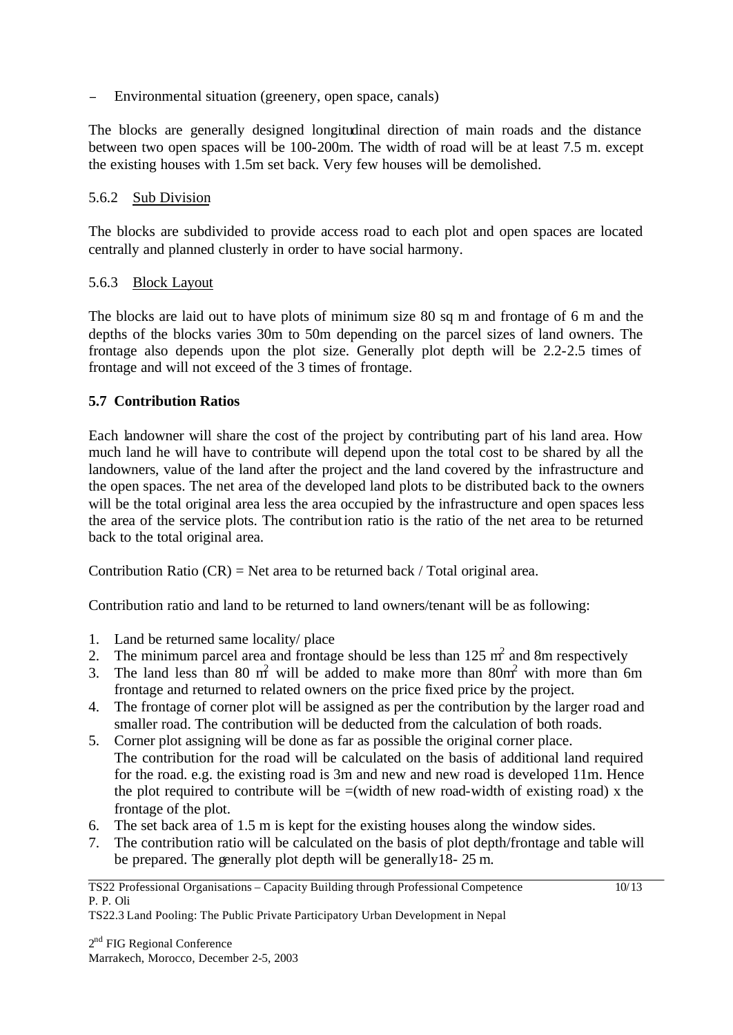– Environmental situation (greenery, open space, canals)

The blocks are generally designed longitudinal direction of main roads and the distance between two open spaces will be 100-200m. The width of road will be at least 7.5 m. except the existing houses with 1.5m set back. Very few houses will be demolished.

### 5.6.2 Sub Division

The blocks are subdivided to provide access road to each plot and open spaces are located centrally and planned clusterly in order to have social harmony.

### 5.6.3 Block Layout

The blocks are laid out to have plots of minimum size 80 sq m and frontage of 6 m and the depths of the blocks varies 30m to 50m depending on the parcel sizes of land owners. The frontage also depends upon the plot size. Generally plot depth will be 2.2-2.5 times of frontage and will not exceed of the 3 times of frontage.

## 5.7 Contribution Ratios

Each landowner will share the cost of the project by contributing part of his land area. How much land he will have to contribute will depend upon the total cost to be shared by all the landowners, value of the land after the project and the land covered by the infrastructure and the open spaces. The net area of the developed land plots to be distributed back to the owners will be the total original area less the area occupied by the infrastructure and open spaces less the area of the service plots. The contribution ratio is the ratio of the net area to be returned back to the total original area.

Contribution Ratio (CR) = Net area to be returned back / Total original area.

Contribution ratio and land to be returned to land owners/tenant will be as following:

1. Land be returned same locality/ place
2. The minimum parcel area and frontage should be less than 125 $m^2$ and 8m respectively
3. The land less than 80 $m^2$ will be added to make more than 80$m^2$ with more than 6m frontage and returned to related owners on the price fixed price by the project.
4. The frontage of corner plot will be assigned as per the contribution by the larger road and smaller road. The contribution will be deducted from the calculation of both roads.
5. Corner plot assigning will be done as far as possible the original corner place. The contribution for the road will be calculated on the basis of additional land required for the road. e.g. the existing road is 3m and new and new road is developed 11m. Hence the plot required to contribute will be =(width of new road-width of existing road) x the frontage of the plot.
6. The set back area of 1.5 m is kept for the existing houses along the window sides.
7. The contribution ratio will be calculated on the basis of plot depth/frontage and table will be prepared. The generally plot depth will be generally18- 25 m.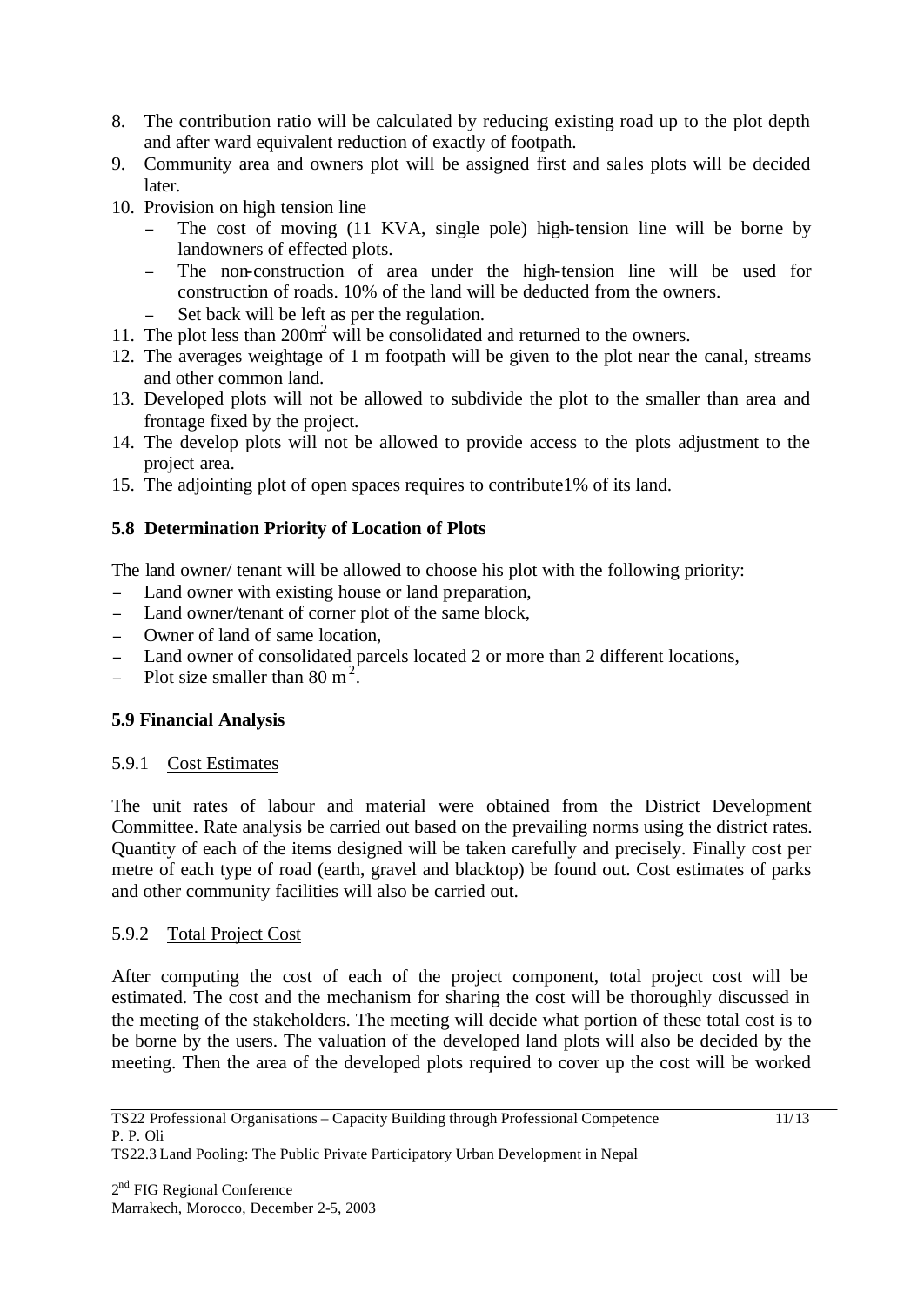8. The contribution ratio will be calculated by reducing existing road up to the plot depth and after ward equivalent reduction of exactly of footpath.
9. Community area and owners plot will be assigned first and sales plots will be decided later.
10. Provision on high tension line
    - The cost of moving (11 KVA, single pole) high-tension line will be borne by landowners of effected plots.
    - The non-construction of area under the high-tension line will be used for construction of roads. 10% of the land will be deducted from the owners.
    - Set back will be left as per the regulation.
11. The plot less than 200m$^2$ will be consolidated and returned to the owners.
12. The averages weightage of 1 m footpath will be given to the plot near the canal, streams and other common land.
13. Developed plots will not be allowed to subdivide the plot to the smaller than area and frontage fixed by the project.
14. The develop plots will not be allowed to provide access to the plots adjustment to the project area.
15. The adjointing plot of open spaces requires to contribute1% of its land.

## 5.8 Determination Priority of Location of Plots

The land owner/ tenant will be allowed to choose his plot with the following priority:

- Land owner with existing house or land preparation,
- Land owner/tenant of corner plot of the same block,
- Owner of land of same location,
- Land owner of consolidated parcels located 2 or more than 2 different locations,
- Plot size smaller than 80 m$^2$.

## 5.9 Financial Analysis

### 5.9.1 Cost Estimates

The unit rates of labour and material were obtained from the District Development Committee. Rate analysis be carried out based on the prevailing norms using the district rates. Quantity of each of the items designed will be taken carefully and precisely. Finally cost per metre of each type of road (earth, gravel and blacktop) be found out. Cost estimates of parks and other community facilities will also be carried out.

### 5.9.2 Total Project Cost

After computing the cost of each of the project component, total project cost will be estimated. The cost and the mechanism for sharing the cost will be thoroughly discussed in the meeting of the stakeholders. The meeting will decide what portion of these total cost is to be borne by the users. The valuation of the developed land plots will also be decided by the meeting. Then the area of the developed plots required to cover up the cost will be worked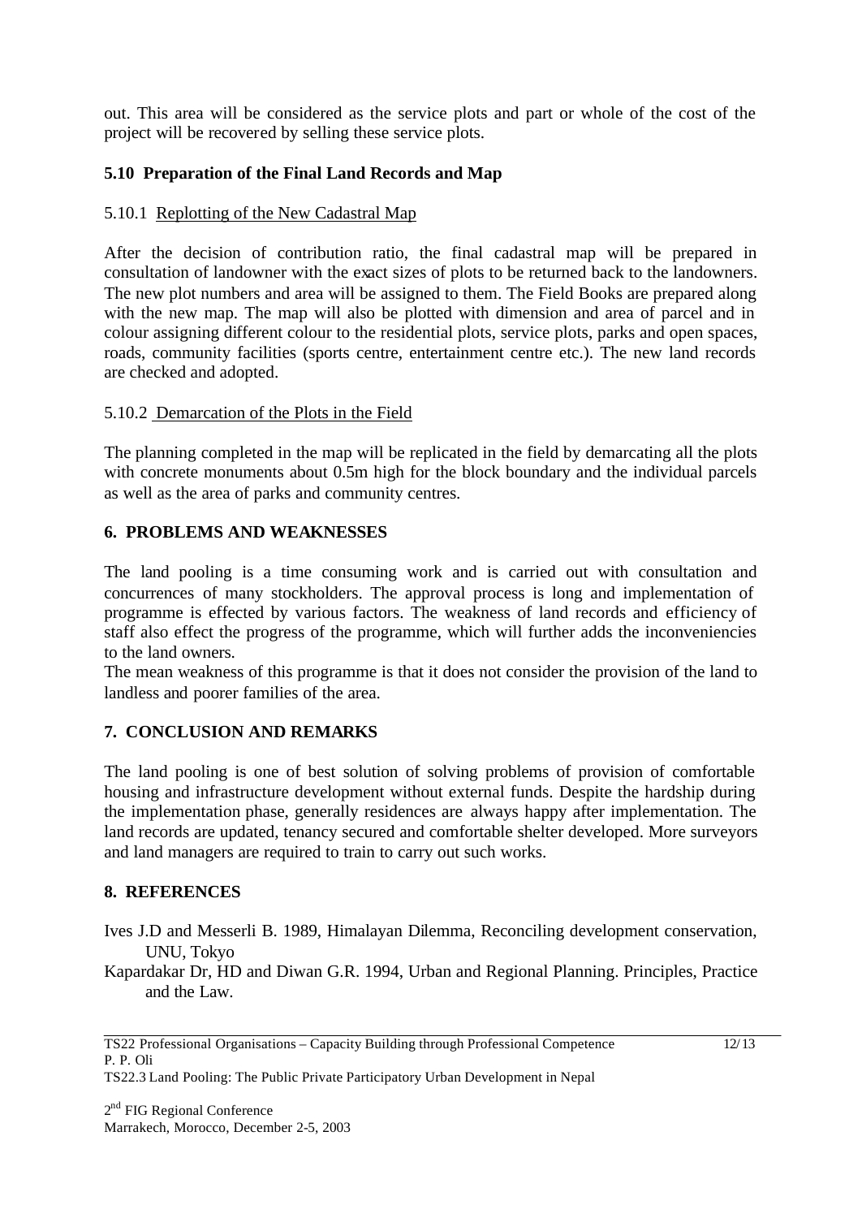out. This area will be considered as the service plots and part or whole of the cost of the project will be recovered by selling these service plots.

### 5.10 Preparation of the Final Land Records and Map

#### 5.10.1 Replotting of the New Cadastral Map

After the decision of contribution ratio, the final cadastral map will be prepared in consultation of landowner with the exact sizes of plots to be returned back to the landowners. The new plot numbers and area will be assigned to them. The Field Books are prepared along with the new map. The map will also be plotted with dimension and area of parcel and in colour assigning different colour to the residential plots, service plots, parks and open spaces, roads, community facilities (sports centre, entertainment centre etc.). The new land records are checked and adopted.

#### 5.10.2 Demarcation of the Plots in the Field

The planning completed in the map will be replicated in the field by demarcating all the plots with concrete monuments about 0.5m high for the block boundary and the individual parcels as well as the area of parks and community centres.

## 6. PROBLEMS AND WEAKNESSES

The land pooling is a time consuming work and is carried out with consultation and concurrences of many stockholders. The approval process is long and implementation of programme is effected by various factors. The weakness of land records and efficiency of staff also effect the progress of the programme, which will further adds the inconveniencies to the land owners.

The mean weakness of this programme is that it does not consider the provision of the land to landless and poorer families of the area.

## 7. CONCLUSION AND REMARKS

The land pooling is one of best solution of solving problems of provision of comfortable housing and infrastructure development without external funds. Despite the hardship during the implementation phase, generally residences are always happy after implementation. The land records are updated, tenancy secured and comfortable shelter developed. More surveyors and land managers are required to train to carry out such works.

## 8. REFERENCES

Ives J.D and Messerli B. 1989, Himalayan Dilemma, Reconciling development conservation, UNU, Tokyo

Kapardakar Dr, HD and Diwan G.R. 1994, Urban and Regional Planning. Principles, Practice and the Law.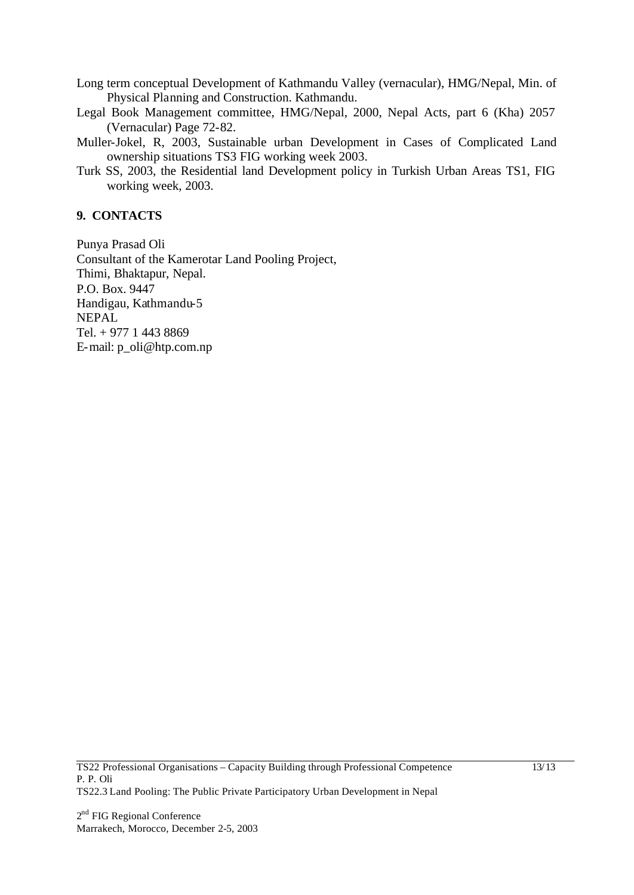Long term conceptual Development of Kathmandu Valley (vernacular), HMG/Nepal, Min. of Physical Planning and Construction. Kathmandu.

Legal Book Management committee, HMG/Nepal, 2000, Nepal Acts, part 6 (Kha) 2057 (Vernacular) Page 72-82.

Muller-Jokel, R, 2003, Sustainable urban Development in Cases of Complicated Land ownership situations TS3 FIG working week 2003.

Turk SS, 2003, the Residential land Development policy in Turkish Urban Areas TS1, FIG working week, 2003.

## 9. CONTACTS

Punya Prasad Oli  
Consultant of the Kamerotar Land Pooling Project,  
Thimi, Bhaktapur, Nepal.  
P.O. Box. 9447  
Handigau, Kathmandu-5  
NEPAL  
Tel. + 977 1 443 8869  
E-mail: p_oli@htp.com.np